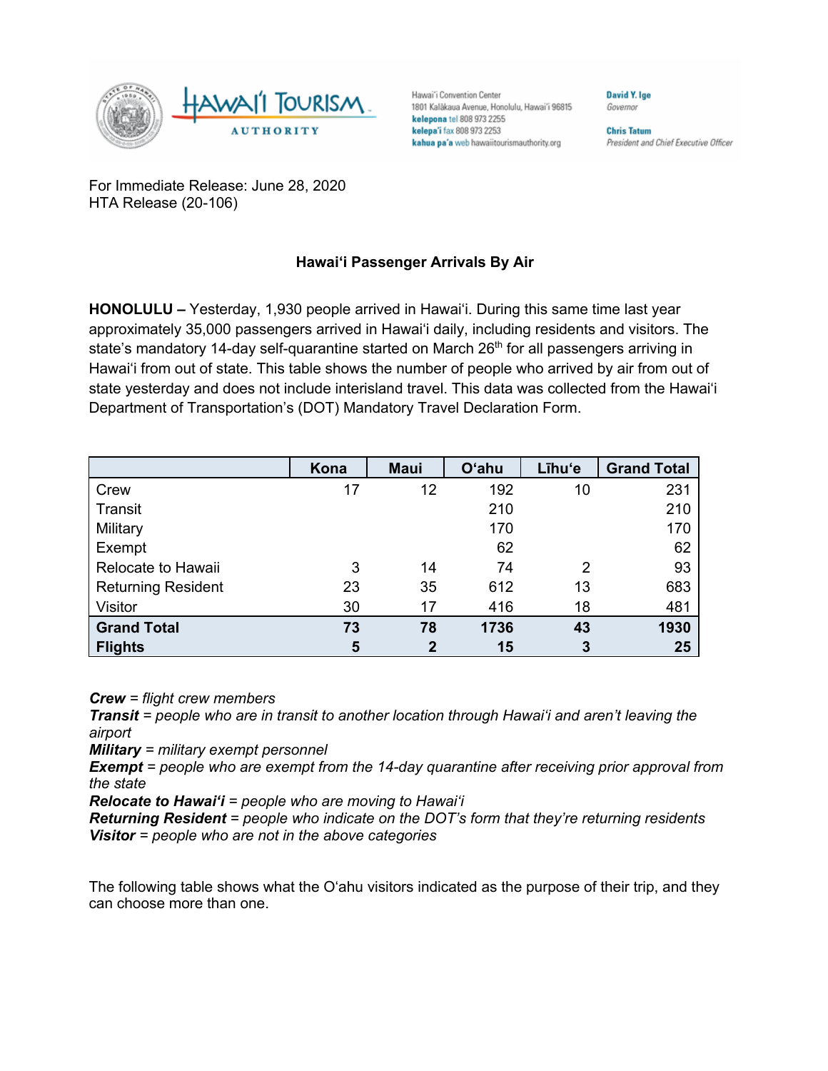Hawaiʻi Convention Center
1801 Kalākaua Avenue, Honolulu, Hawaiʻi 96815
**kelepona** tel 808 973 2255
**kelepaʻi** fax 808 973 2253
**kahua paʻa** web hawaiitourismauthority.org

**David Y. Ige**
*Governor*

**Chris Tatum**
*President and Chief Executive Officer*

For Immediate Release: June 28, 2020
HTA Release (20-106)

**Hawaiʻi Passenger Arrivals By Air**

**HONOLULU –** Yesterday, 1,930 people arrived in Hawaiʻi. During this same time last year approximately 35,000 passengers arrived in Hawaiʻi daily, including residents and visitors. The state's mandatory 14-day self-quarantine started on March 26th for all passengers arriving in Hawaiʻi from out of state. This table shows the number of people who arrived by air from out of state yesterday and does not include interisland travel. This data was collected from the Hawaiʻi Department of Transportation's (DOT) Mandatory Travel Declaration Form.

| | Kona | Maui | Oʻahu | Līhuʻe | Grand Total |
|---|---|---|---|---|---|
| Crew | 17 | 12 | 192 | 10 | 231 |
| Transit | | | 210 | | 210 |
| Military | | | 170 | | 170 |
| Exempt | | | 62 | | 62 |
| Relocate to Hawaii | 3 | 14 | 74 | 2 | 93 |
| Returning Resident | 23 | 35 | 612 | 13 | 683 |
| Visitor | 30 | 17 | 416 | 18 | 481 |
| **Grand Total** | **73** | **78** | **1736** | **43** | **1930** |
| **Flights** | **5** | **2** | **15** | **3** | **25** |

***Crew*** *= flight crew members*
***Transit*** *= people who are in transit to another location through Hawaiʻi and aren't leaving the airport*
***Military*** *= military exempt personnel*
***Exempt*** *= people who are exempt from the 14-day quarantine after receiving prior approval from the state*
***Relocate to Hawaiʻi*** *= people who are moving to Hawaiʻi*
***Returning Resident*** *= people who indicate on the DOT's form that they're returning residents*
***Visitor*** *= people who are not in the above categories*

The following table shows what the Oʻahu visitors indicated as the purpose of their trip, and they can choose more than one.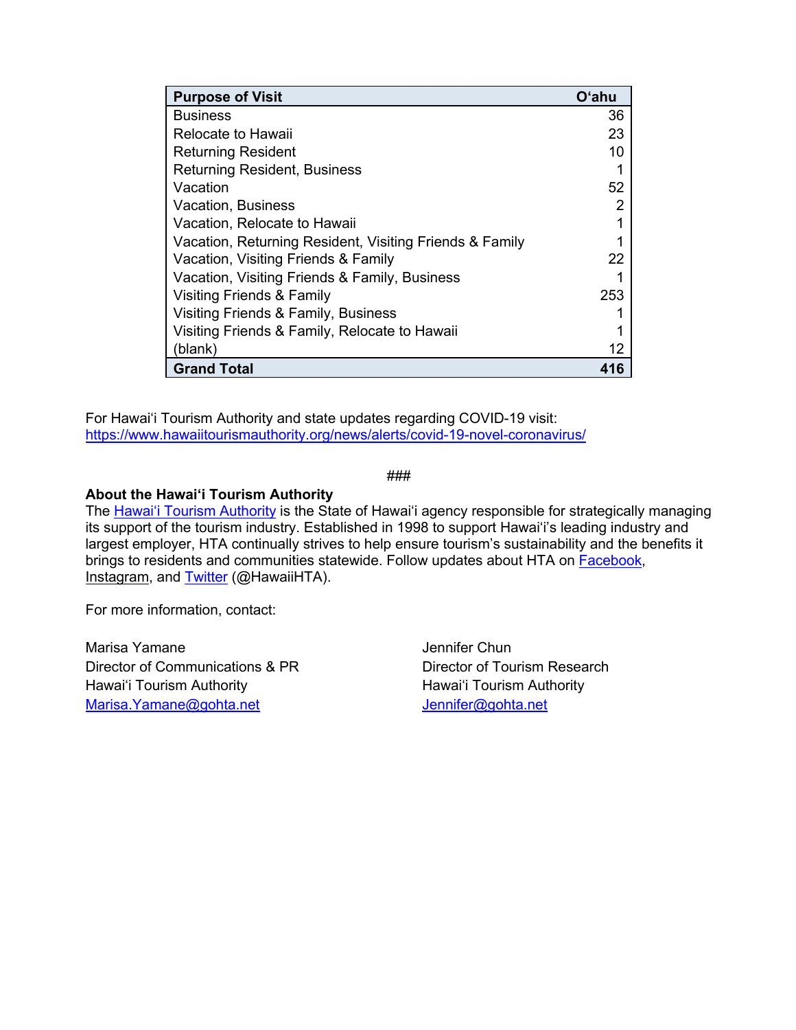| Purpose of Visit | O'ahu |
| --- | --- |
| Business | 36 |
| Relocate to Hawaii | 23 |
| Returning Resident | 10 |
| Returning Resident, Business | 1 |
| Vacation | 52 |
| Vacation, Business | 2 |
| Vacation, Relocate to Hawaii | 1 |
| Vacation, Returning Resident, Visiting Friends & Family | 1 |
| Vacation, Visiting Friends & Family | 22 |
| Vacation, Visiting Friends & Family, Business | 1 |
| Visiting Friends & Family | 253 |
| Visiting Friends & Family, Business | 1 |
| Visiting Friends & Family, Relocate to Hawaii | 1 |
| (blank) | 12 |
| **Grand Total** | **416** |

For Hawaiʻi Tourism Authority and state updates regarding COVID-19 visit:
https://www.hawaiitourismauthority.org/news/alerts/covid-19-novel-coronavirus/

###

**About the Hawaiʻi Tourism Authority**
The Hawaiʻi Tourism Authority is the State of Hawaiʻi agency responsible for strategically managing its support of the tourism industry. Established in 1998 to support Hawaiʻi's leading industry and largest employer, HTA continually strives to help ensure tourism's sustainability and the benefits it brings to residents and communities statewide. Follow updates about HTA on Facebook, Instagram, and Twitter (@HawaiiHTA).

For more information, contact:

Marisa Yamane
Director of Communications & PR
Hawaiʻi Tourism Authority
Marisa.Yamane@gohta.net

Jennifer Chun
Director of Tourism Research
Hawaiʻi Tourism Authority
Jennifer@gohta.net